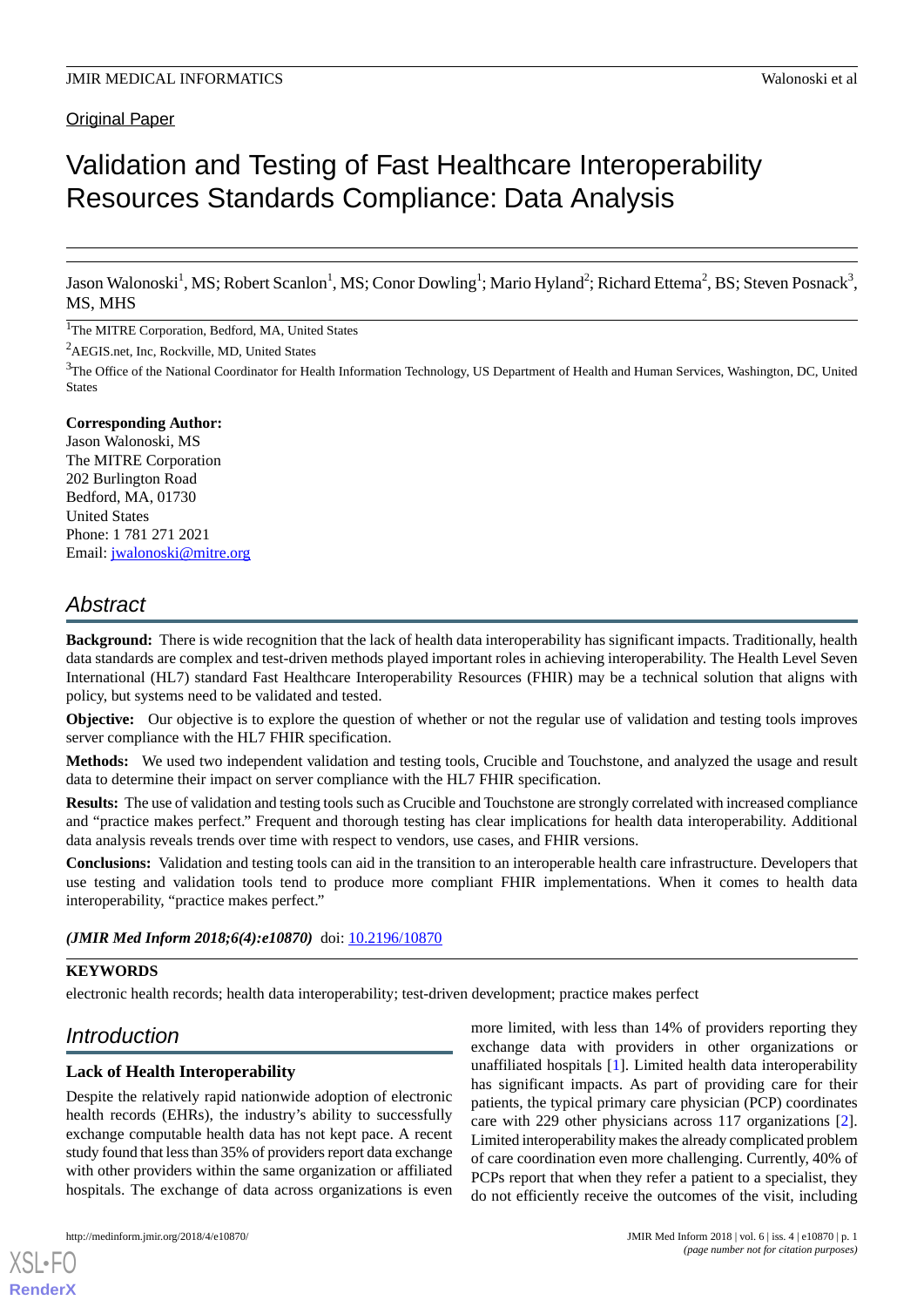Original Paper

# Validation and Testing of Fast Healthcare Interoperability Resources Standards Compliance: Data Analysis

Jason Walonoski[1], MS; Robert Scanlon[1], MS; Conor Dowling[1]; Mario Hyland[2]; Richard Ettema[2], BS; Steven Posnack[3], MS, MHS

[1]The MITRE Corporation, Bedford, MA, United States

[2]AEGIS.net, Inc, Rockville, MD, United States

[3]The Office of the National Coordinator for Health Information Technology, US Department of Health and Human Services, Washington, DC, United States

**Corresponding Author:**
Jason Walonoski, MS
The MITRE Corporation
202 Burlington Road
Bedford, MA, 01730
United States
Phone: 1 781 271 2021
Email: jwalonoski@mitre.org

## Abstract

**Background:** There is wide recognition that the lack of health data interoperability has significant impacts. Traditionally, health data standards are complex and test-driven methods played important roles in achieving interoperability. The Health Level Seven International (HL7) standard Fast Healthcare Interoperability Resources (FHIR) may be a technical solution that aligns with policy, but systems need to be validated and tested.

**Objective:** Our objective is to explore the question of whether or not the regular use of validation and testing tools improves server compliance with the HL7 FHIR specification.

**Methods:** We used two independent validation and testing tools, Crucible and Touchstone, and analyzed the usage and result data to determine their impact on server compliance with the HL7 FHIR specification.

**Results:** The use of validation and testing tools such as Crucible and Touchstone are strongly correlated with increased compliance and "practice makes perfect." Frequent and thorough testing has clear implications for health data interoperability. Additional data analysis reveals trends over time with respect to vendors, use cases, and FHIR versions.

**Conclusions:** Validation and testing tools can aid in the transition to an interoperable health care infrastructure. Developers that use testing and validation tools tend to produce more compliant FHIR implementations. When it comes to health data interoperability, "practice makes perfect."

***(JMIR Med Inform 2018;6(4):e10870)*** doi: 10.2196/10870

**KEYWORDS**

electronic health records; health data interoperability; test-driven development; practice makes perfect

## Introduction

### Lack of Health Interoperability

Despite the relatively rapid nationwide adoption of electronic health records (EHRs), the industry's ability to successfully exchange computable health data has not kept pace. A recent study found that less than 35% of providers report data exchange with other providers within the same organization or affiliated hospitals. The exchange of data across organizations is even more limited, with less than 14% of providers reporting they exchange data with providers in other organizations or unaffiliated hospitals [1]. Limited health data interoperability has significant impacts. As part of providing care for their patients, the typical primary care physician (PCP) coordinates care with 229 other physicians across 117 organizations [2]. Limited interoperability makes the already complicated problem of care coordination even more challenging. Currently, 40% of PCPs report that when they refer a patient to a specialist, they do not efficiently receive the outcomes of the visit, including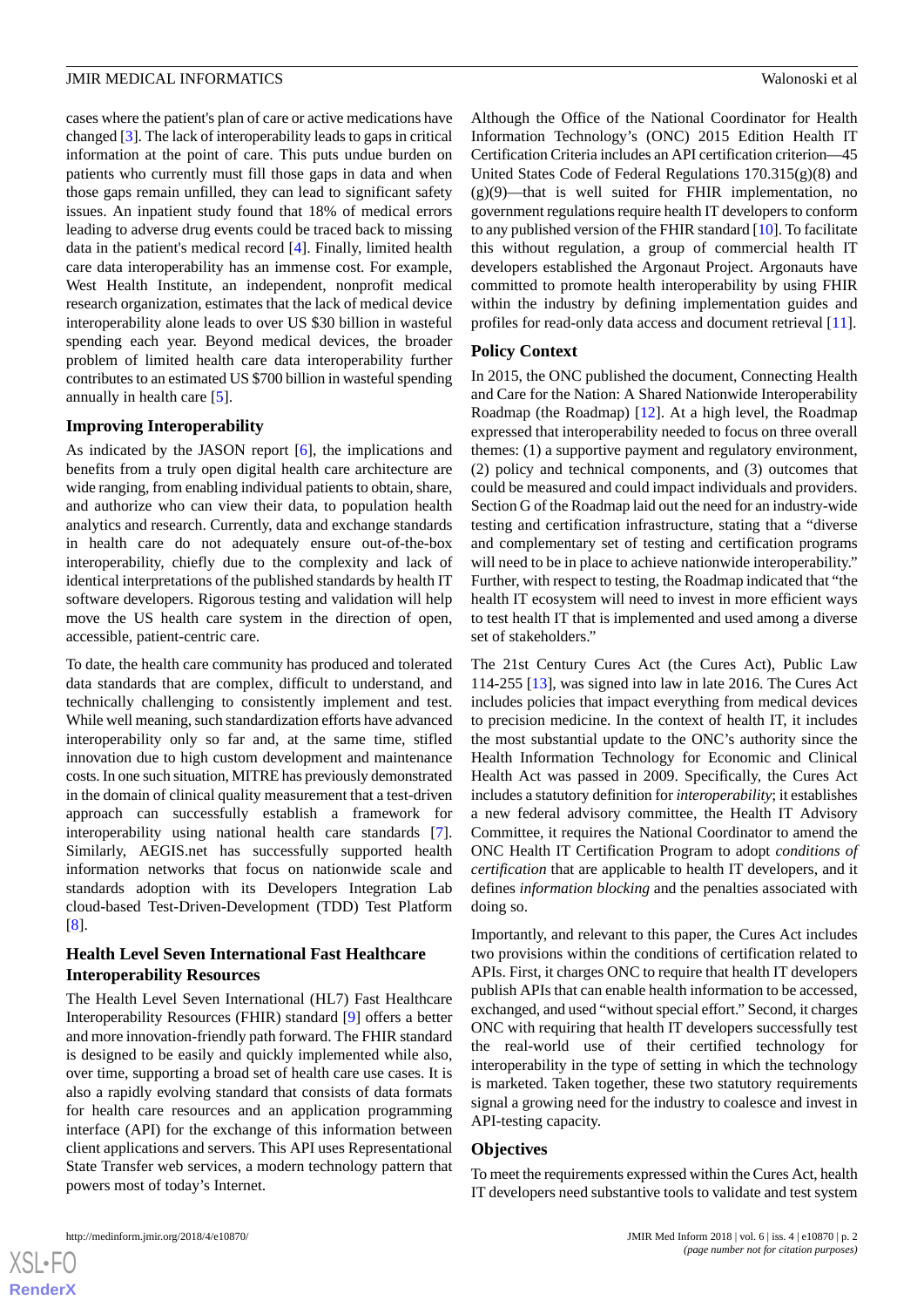cases where the patient's plan of care or active medications have changed [3]. The lack of interoperability leads to gaps in critical information at the point of care. This puts undue burden on patients who currently must fill those gaps in data and when those gaps remain unfilled, they can lead to significant safety issues. An inpatient study found that 18% of medical errors leading to adverse drug events could be traced back to missing data in the patient's medical record [4]. Finally, limited health care data interoperability has an immense cost. For example, West Health Institute, an independent, nonprofit medical research organization, estimates that the lack of medical device interoperability alone leads to over US $30 billion in wasteful spending each year. Beyond medical devices, the broader problem of limited health care data interoperability further contributes to an estimated US $700 billion in wasteful spending annually in health care [5].

### Improving Interoperability

As indicated by the JASON report [6], the implications and benefits from a truly open digital health care architecture are wide ranging, from enabling individual patients to obtain, share, and authorize who can view their data, to population health analytics and research. Currently, data and exchange standards in health care do not adequately ensure out-of-the-box interoperability, chiefly due to the complexity and lack of identical interpretations of the published standards by health IT software developers. Rigorous testing and validation will help move the US health care system in the direction of open, accessible, patient-centric care.

To date, the health care community has produced and tolerated data standards that are complex, difficult to understand, and technically challenging to consistently implement and test. While well meaning, such standardization efforts have advanced interoperability only so far and, at the same time, stifled innovation due to high custom development and maintenance costs. In one such situation, MITRE has previously demonstrated in the domain of clinical quality measurement that a test-driven approach can successfully establish a framework for interoperability using national health care standards [7]. Similarly, AEGIS.net has successfully supported health information networks that focus on nationwide scale and standards adoption with its Developers Integration Lab cloud-based Test-Driven-Development (TDD) Test Platform [8].

### Health Level Seven International Fast Healthcare Interoperability Resources

The Health Level Seven International (HL7) Fast Healthcare Interoperability Resources (FHIR) standard [9] offers a better and more innovation-friendly path forward. The FHIR standard is designed to be easily and quickly implemented while also, over time, supporting a broad set of health care use cases. It is also a rapidly evolving standard that consists of data formats for health care resources and an application programming interface (API) for the exchange of this information between client applications and servers. This API uses Representational State Transfer web services, a modern technology pattern that powers most of today's Internet.

Although the Office of the National Coordinator for Health Information Technology's (ONC) 2015 Edition Health IT Certification Criteria includes an API certification criterion—45 United States Code of Federal Regulations 170.315(g)(8) and (g)(9)—that is well suited for FHIR implementation, no government regulations require health IT developers to conform to any published version of the FHIR standard [10]. To facilitate this without regulation, a group of commercial health IT developers established the Argonaut Project. Argonauts have committed to promote health interoperability by using FHIR within the industry by defining implementation guides and profiles for read-only data access and document retrieval [11].

### Policy Context

In 2015, the ONC published the document, Connecting Health and Care for the Nation: A Shared Nationwide Interoperability Roadmap (the Roadmap) [12]. At a high level, the Roadmap expressed that interoperability needed to focus on three overall themes: (1) a supportive payment and regulatory environment, (2) policy and technical components, and (3) outcomes that could be measured and could impact individuals and providers. Section G of the Roadmap laid out the need for an industry-wide testing and certification infrastructure, stating that a "diverse and complementary set of testing and certification programs will need to be in place to achieve nationwide interoperability." Further, with respect to testing, the Roadmap indicated that "the health IT ecosystem will need to invest in more efficient ways to test health IT that is implemented and used among a diverse set of stakeholders."

The 21st Century Cures Act (the Cures Act), Public Law 114-255 [13], was signed into law in late 2016. The Cures Act includes policies that impact everything from medical devices to precision medicine. In the context of health IT, it includes the most substantial update to the ONC's authority since the Health Information Technology for Economic and Clinical Health Act was passed in 2009. Specifically, the Cures Act includes a statutory definition for *interoperability*; it establishes a new federal advisory committee, the Health IT Advisory Committee, it requires the National Coordinator to amend the ONC Health IT Certification Program to adopt *conditions of certification* that are applicable to health IT developers, and it defines *information blocking* and the penalties associated with doing so.

Importantly, and relevant to this paper, the Cures Act includes two provisions within the conditions of certification related to APIs. First, it charges ONC to require that health IT developers publish APIs that can enable health information to be accessed, exchanged, and used "without special effort." Second, it charges ONC with requiring that health IT developers successfully test the real-world use of their certified technology for interoperability in the type of setting in which the technology is marketed. Taken together, these two statutory requirements signal a growing need for the industry to coalesce and invest in API-testing capacity.

### Objectives

To meet the requirements expressed within the Cures Act, health IT developers need substantive tools to validate and test system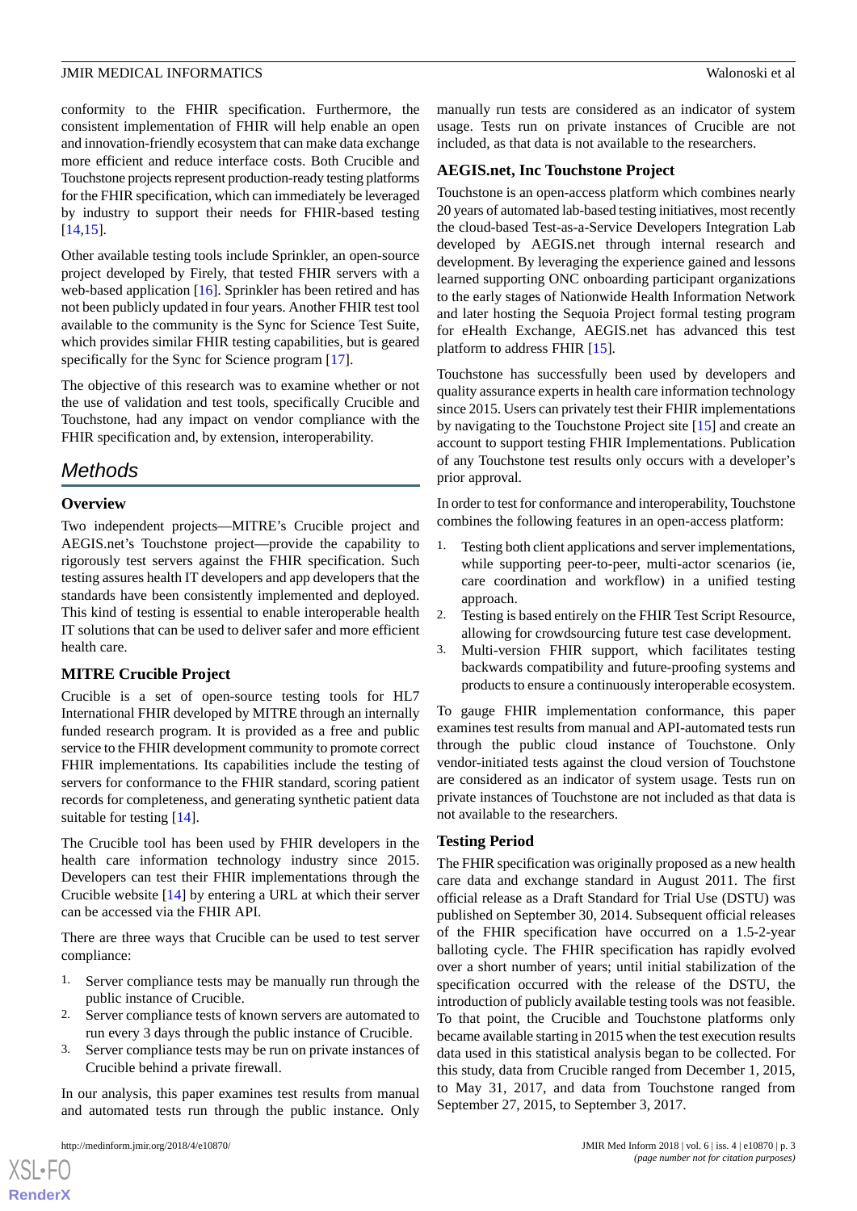conformity to the FHIR specification. Furthermore, the consistent implementation of FHIR will help enable an open and innovation-friendly ecosystem that can make data exchange more efficient and reduce interface costs. Both Crucible and Touchstone projects represent production-ready testing platforms for the FHIR specification, which can immediately be leveraged by industry to support their needs for FHIR-based testing [14,15].

Other available testing tools include Sprinkler, an open-source project developed by Firely, that tested FHIR servers with a web-based application [16]. Sprinkler has been retired and has not been publicly updated in four years. Another FHIR test tool available to the community is the Sync for Science Test Suite, which provides similar FHIR testing capabilities, but is geared specifically for the Sync for Science program [17].

The objective of this research was to examine whether or not the use of validation and test tools, specifically Crucible and Touchstone, had any impact on vendor compliance with the FHIR specification and, by extension, interoperability.

# Methods

## Overview

Two independent projects—MITRE's Crucible project and AEGIS.net's Touchstone project—provide the capability to rigorously test servers against the FHIR specification. Such testing assures health IT developers and app developers that the standards have been consistently implemented and deployed. This kind of testing is essential to enable interoperable health IT solutions that can be used to deliver safer and more efficient health care.

## MITRE Crucible Project

Crucible is a set of open-source testing tools for HL7 International FHIR developed by MITRE through an internally funded research program. It is provided as a free and public service to the FHIR development community to promote correct FHIR implementations. Its capabilities include the testing of servers for conformance to the FHIR standard, scoring patient records for completeness, and generating synthetic patient data suitable for testing [14].

The Crucible tool has been used by FHIR developers in the health care information technology industry since 2015. Developers can test their FHIR implementations through the Crucible website [14] by entering a URL at which their server can be accessed via the FHIR API.

There are three ways that Crucible can be used to test server compliance:

1. Server compliance tests may be manually run through the public instance of Crucible.
2. Server compliance tests of known servers are automated to run every 3 days through the public instance of Crucible.
3. Server compliance tests may be run on private instances of Crucible behind a private firewall.

In our analysis, this paper examines test results from manual and automated tests run through the public instance. Only manually run tests are considered as an indicator of system usage. Tests run on private instances of Crucible are not included, as that data is not available to the researchers.

## AEGIS.net, Inc Touchstone Project

Touchstone is an open-access platform which combines nearly 20 years of automated lab-based testing initiatives, most recently the cloud-based Test-as-a-Service Developers Integration Lab developed by AEGIS.net through internal research and development. By leveraging the experience gained and lessons learned supporting ONC onboarding participant organizations to the early stages of Nationwide Health Information Network and later hosting the Sequoia Project formal testing program for eHealth Exchange, AEGIS.net has advanced this test platform to address FHIR [15].

Touchstone has successfully been used by developers and quality assurance experts in health care information technology since 2015. Users can privately test their FHIR implementations by navigating to the Touchstone Project site [15] and create an account to support testing FHIR Implementations. Publication of any Touchstone test results only occurs with a developer's prior approval.

In order to test for conformance and interoperability, Touchstone combines the following features in an open-access platform:

1. Testing both client applications and server implementations, while supporting peer-to-peer, multi-actor scenarios (ie, care coordination and workflow) in a unified testing approach.
2. Testing is based entirely on the FHIR Test Script Resource, allowing for crowdsourcing future test case development.
3. Multi-version FHIR support, which facilitates testing backwards compatibility and future-proofing systems and products to ensure a continuously interoperable ecosystem.

To gauge FHIR implementation conformance, this paper examines test results from manual and API-automated tests run through the public cloud instance of Touchstone. Only vendor-initiated tests against the cloud version of Touchstone are considered as an indicator of system usage. Tests run on private instances of Touchstone are not included as that data is not available to the researchers.

## Testing Period

The FHIR specification was originally proposed as a new health care data and exchange standard in August 2011. The first official release as a Draft Standard for Trial Use (DSTU) was published on September 30, 2014. Subsequent official releases of the FHIR specification have occurred on a 1.5-2-year balloting cycle. The FHIR specification has rapidly evolved over a short number of years; until initial stabilization of the specification occurred with the release of the DSTU, the introduction of publicly available testing tools was not feasible. To that point, the Crucible and Touchstone platforms only became available starting in 2015 when the test execution results data used in this statistical analysis began to be collected. For this study, data from Crucible ranged from December 1, 2015, to May 31, 2017, and data from Touchstone ranged from September 27, 2015, to September 3, 2017.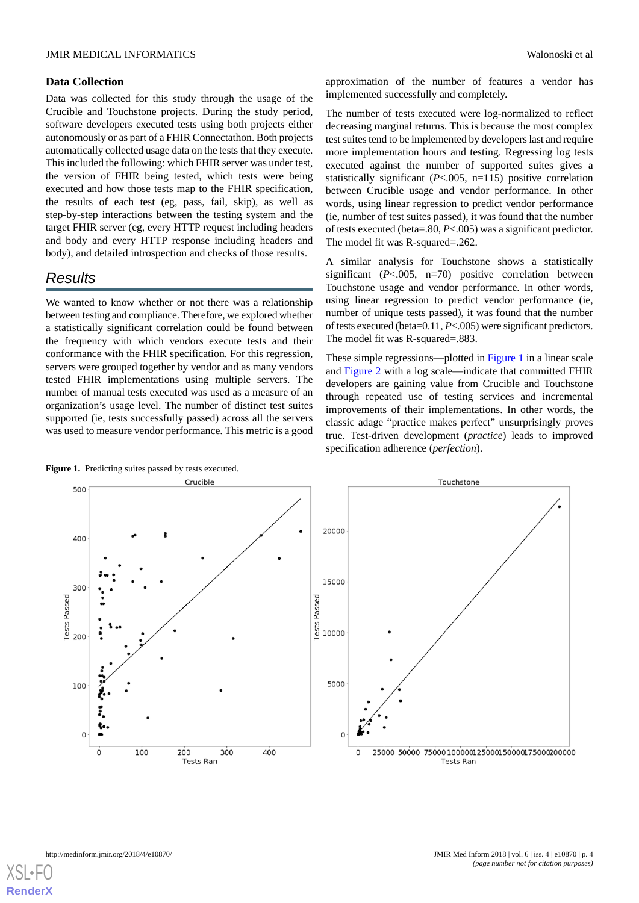### Data Collection

Data was collected for this study through the usage of the Crucible and Touchstone projects. During the study period, software developers executed tests using both projects either autonomously or as part of a FHIR Connectathon. Both projects automatically collected usage data on the tests that they execute. This included the following: which FHIR server was under test, the version of FHIR being tested, which tests were being executed and how those tests map to the FHIR specification, the results of each test (eg, pass, fail, skip), as well as step-by-step interactions between the testing system and the target FHIR server (eg, every HTTP request including headers and body and every HTTP response including headers and body), and detailed introspection and checks of those results.

## Results

We wanted to know whether or not there was a relationship between testing and compliance. Therefore, we explored whether a statistically significant correlation could be found between the frequency with which vendors execute tests and their conformance with the FHIR specification. For this regression, servers were grouped together by vendor and as many vendors tested FHIR implementations using multiple servers. The number of manual tests executed was used as a measure of an organization's usage level. The number of distinct test suites supported (ie, tests successfully passed) across all the servers was used to measure vendor performance. This metric is a good approximation of the number of features a vendor has implemented successfully and completely.

The number of tests executed were log-normalized to reflect decreasing marginal returns. This is because the most complex test suites tend to be implemented by developers last and require more implementation hours and testing. Regressing log tests executed against the number of supported suites gives a statistically significant ($P$<.005, n=115) positive correlation between Crucible usage and vendor performance. In other words, using linear regression to predict vendor performance (ie, number of test suites passed), it was found that the number of tests executed (beta=.80, $P$<.005) was a significant predictor. The model fit was R-squared=.262.

A similar analysis for Touchstone shows a statistically significant ($P$<.005, n=70) positive correlation between Touchstone usage and vendor performance. In other words, using linear regression to predict vendor performance (ie, number of unique tests passed), it was found that the number of tests executed (beta=0.11, $P$<.005) were significant predictors. The model fit was R-squared=.883.

These simple regressions—plotted in Figure 1 in a linear scale and Figure 2 with a log scale—indicate that committed FHIR developers are gaining value from Crucible and Touchstone through repeated use of testing services and incremental improvements of their implementations. In other words, the classic adage "practice makes perfect" unsurprisingly proves true. Test-driven development (*practice*) leads to improved specification adherence (*perfection*).

**Figure 1.** Predicting suites passed by tests executed.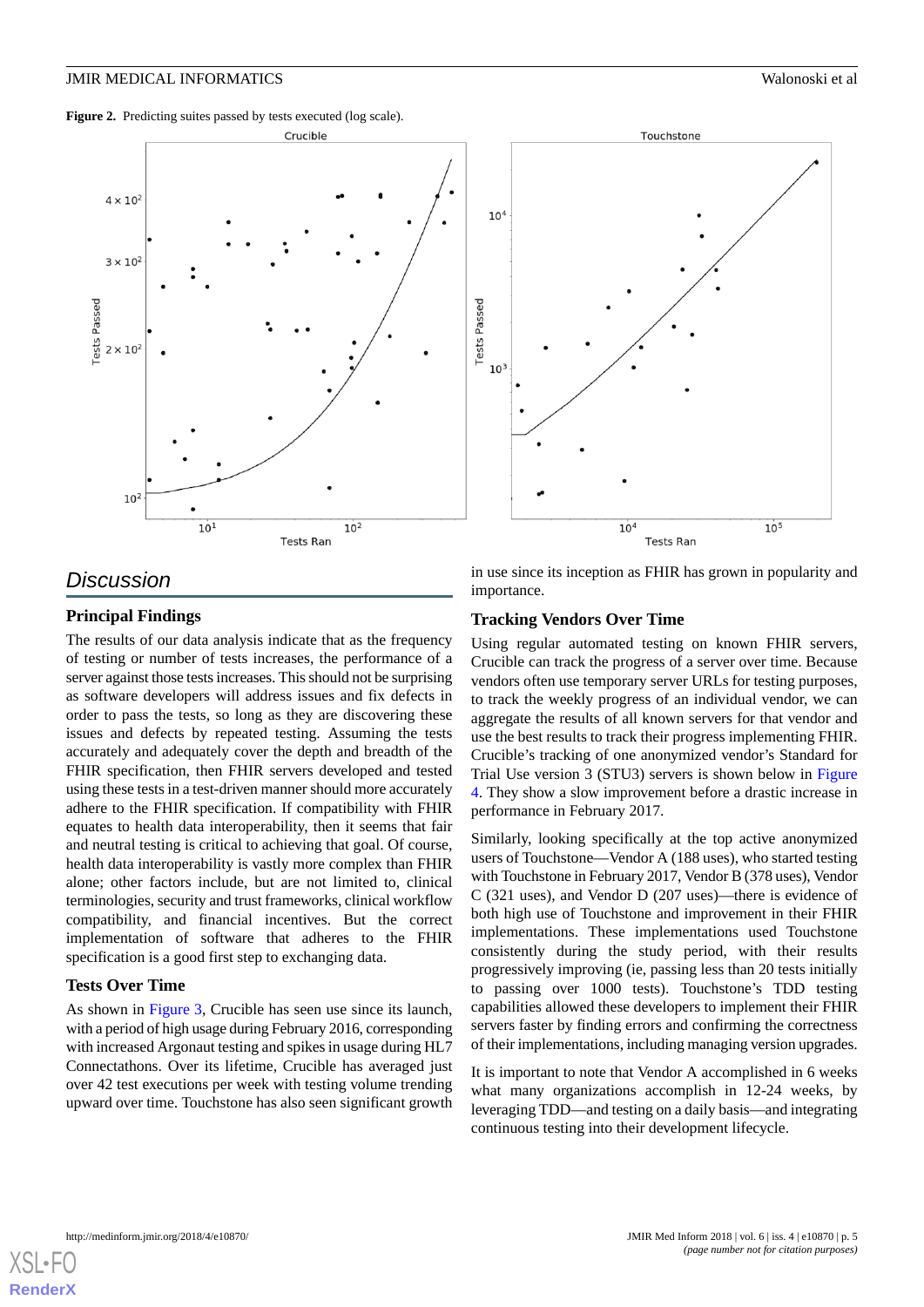**Figure 2.** Predicting suites passed by tests executed (log scale).

## Discussion

### Principal Findings

The results of our data analysis indicate that as the frequency of testing or number of tests increases, the performance of a server against those tests increases. This should not be surprising as software developers will address issues and fix defects in order to pass the tests, so long as they are discovering these issues and defects by repeated testing. Assuming the tests accurately and adequately cover the depth and breadth of the FHIR specification, then FHIR servers developed and tested using these tests in a test-driven manner should more accurately adhere to the FHIR specification. If compatibility with FHIR equates to health data interoperability, then it seems that fair and neutral testing is critical to achieving that goal. Of course, health data interoperability is vastly more complex than FHIR alone; other factors include, but are not limited to, clinical terminologies, security and trust frameworks, clinical workflow compatibility, and financial incentives. But the correct implementation of software that adheres to the FHIR specification is a good first step to exchanging data.

### Tests Over Time

As shown in Figure 3, Crucible has seen use since its launch, with a period of high usage during February 2016, corresponding with increased Argonaut testing and spikes in usage during HL7 Connectathons. Over its lifetime, Crucible has averaged just over 42 test executions per week with testing volume trending upward over time. Touchstone has also seen significant growth in use since its inception as FHIR has grown in popularity and importance.

### Tracking Vendors Over Time

Using regular automated testing on known FHIR servers, Crucible can track the progress of a server over time. Because vendors often use temporary server URLs for testing purposes, to track the weekly progress of an individual vendor, we can aggregate the results of all known servers for that vendor and use the best results to track their progress implementing FHIR. Crucible's tracking of one anonymized vendor's Standard for Trial Use version 3 (STU3) servers is shown below in Figure 4. They show a slow improvement before a drastic increase in performance in February 2017.

Similarly, looking specifically at the top active anonymized users of Touchstone—Vendor A (188 uses), who started testing with Touchstone in February 2017, Vendor B (378 uses), Vendor C (321 uses), and Vendor D (207 uses)—there is evidence of both high use of Touchstone and improvement in their FHIR implementations. These implementations used Touchstone consistently during the study period, with their results progressively improving (ie, passing less than 20 tests initially to passing over 1000 tests). Touchstone's TDD testing capabilities allowed these developers to implement their FHIR servers faster by finding errors and confirming the correctness of their implementations, including managing version upgrades.

It is important to note that Vendor A accomplished in 6 weeks what many organizations accomplish in 12-24 weeks, by leveraging TDD—and testing on a daily basis—and integrating continuous testing into their development lifecycle.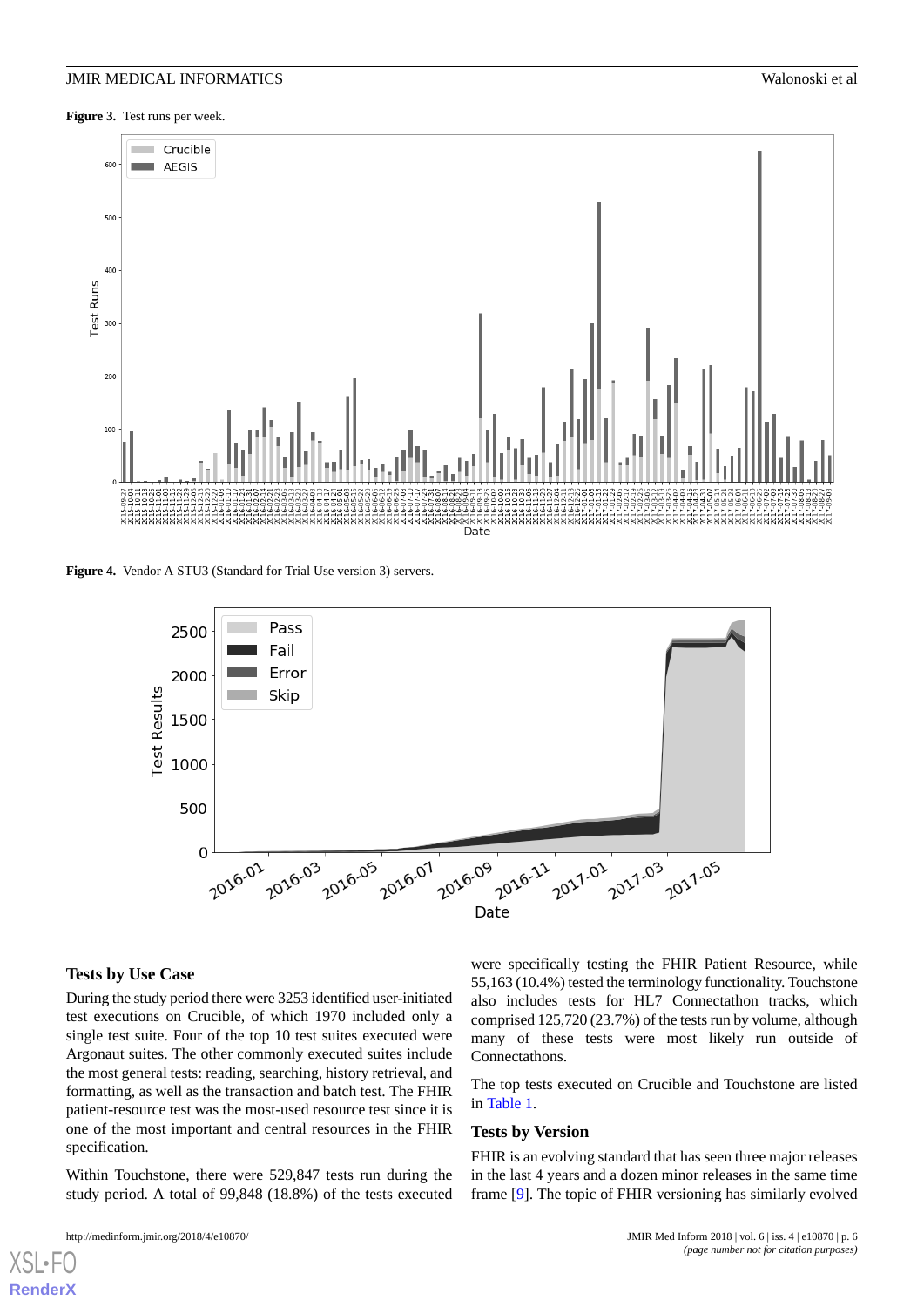**Figure 3.** Test runs per week.

**Figure 4.** Vendor A STU3 (Standard for Trial Use version 3) servers.

### Tests by Use Case

During the study period there were 3253 identified user-initiated test executions on Crucible, of which 1970 included only a single test suite. Four of the top 10 test suites executed were Argonaut suites. The other commonly executed suites include the most general tests: reading, searching, history retrieval, and formatting, as well as the transaction and batch test. The FHIR patient-resource test was the most-used resource test since it is one of the most important and central resources in the FHIR specification.

Within Touchstone, there were 529,847 tests run during the study period. A total of 99,848 (18.8%) of the tests executed were specifically testing the FHIR Patient Resource, while 55,163 (10.4%) tested the terminology functionality. Touchstone also includes tests for HL7 Connectathon tracks, which comprised 125,720 (23.7%) of the tests run by volume, although many of these tests were most likely run outside of Connectathons.

The top tests executed on Crucible and Touchstone are listed in Table 1.

### Tests by Version

FHIR is an evolving standard that has seen three major releases in the last 4 years and a dozen minor releases in the same time frame [9]. The topic of FHIR versioning has similarly evolved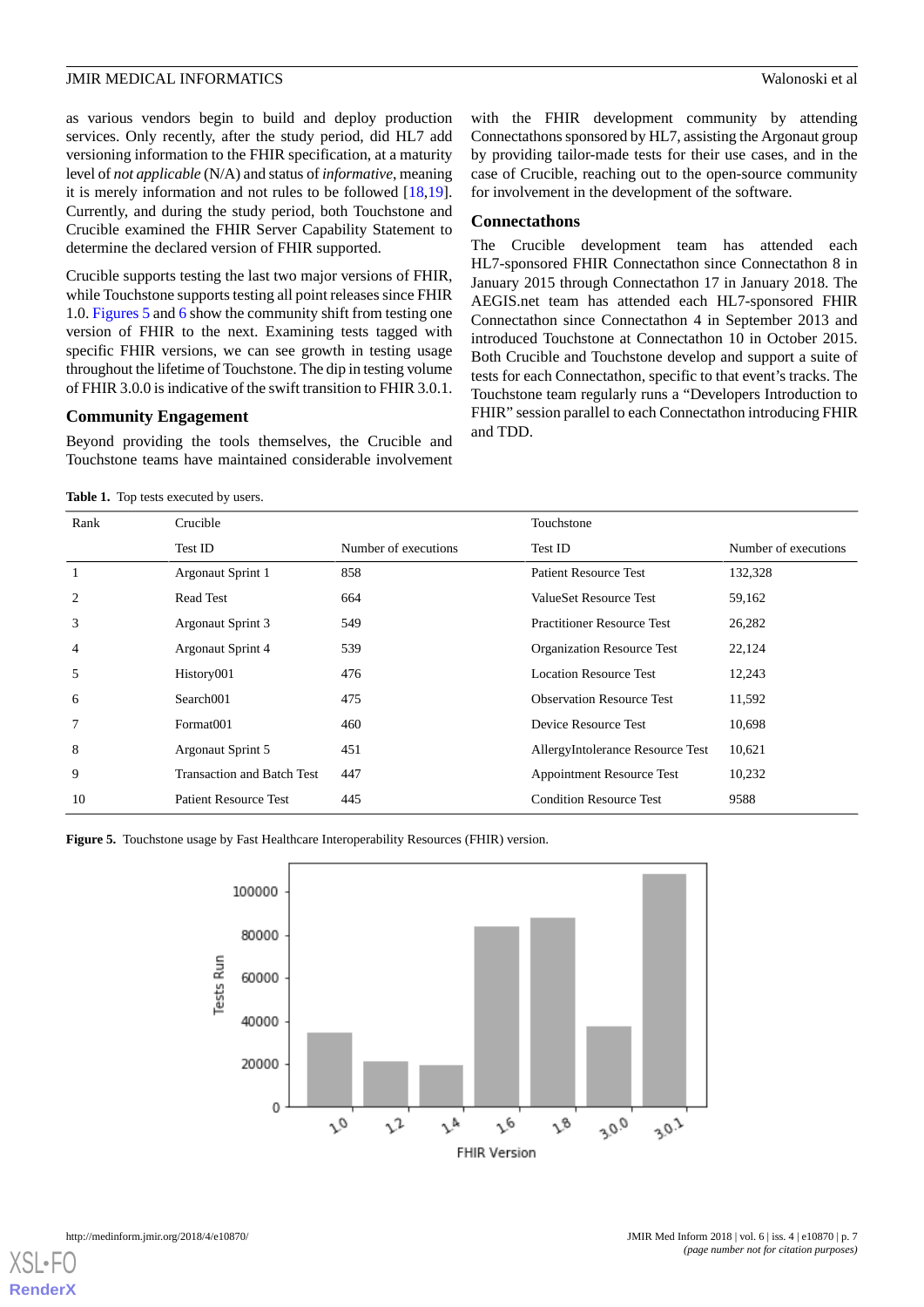as various vendors begin to build and deploy production services. Only recently, after the study period, did HL7 add versioning information to the FHIR specification, at a maturity level of *not applicable* (N/A) and status of *informative*, meaning it is merely information and not rules to be followed [18,19]. Currently, and during the study period, both Touchstone and Crucible examined the FHIR Server Capability Statement to determine the declared version of FHIR supported.

Crucible supports testing the last two major versions of FHIR, while Touchstone supports testing all point releases since FHIR 1.0. Figures 5 and 6 show the community shift from testing one version of FHIR to the next. Examining tests tagged with specific FHIR versions, we can see growth in testing usage throughout the lifetime of Touchstone. The dip in testing volume of FHIR 3.0.0 is indicative of the swift transition to FHIR 3.0.1.

### Community Engagement

Beyond providing the tools themselves, the Crucible and Touchstone teams have maintained considerable involvement with the FHIR development community by attending Connectathons sponsored by HL7, assisting the Argonaut group by providing tailor-made tests for their use cases, and in the case of Crucible, reaching out to the open-source community for involvement in the development of the software.

### Connectathons

The Crucible development team has attended each HL7-sponsored FHIR Connectathon since Connectathon 8 in January 2015 through Connectathon 17 in January 2018. The AEGIS.net team has attended each HL7-sponsored FHIR Connectathon since Connectathon 4 in September 2013 and introduced Touchstone at Connectathon 10 in October 2015. Both Crucible and Touchstone develop and support a suite of tests for each Connectathon, specific to that event's tracks. The Touchstone team regularly runs a "Developers Introduction to FHIR" session parallel to each Connectathon introducing FHIR and TDD.

**Table 1.** Top tests executed by users.

| Rank | Crucible | | Touchstone | |
|---|---|---|---|---|
| | Test ID | Number of executions | Test ID | Number of executions |
| 1 | Argonaut Sprint 1 | 858 | Patient Resource Test | 132,328 |
| 2 | Read Test | 664 | ValueSet Resource Test | 59,162 |
| 3 | Argonaut Sprint 3 | 549 | Practitioner Resource Test | 26,282 |
| 4 | Argonaut Sprint 4 | 539 | Organization Resource Test | 22,124 |
| 5 | History001 | 476 | Location Resource Test | 12,243 |
| 6 | Search001 | 475 | Observation Resource Test | 11,592 |
| 7 | Format001 | 460 | Device Resource Test | 10,698 |
| 8 | Argonaut Sprint 5 | 451 | AllergyIntolerance Resource Test | 10,621 |
| 9 | Transaction and Batch Test | 447 | Appointment Resource Test | 10,232 |
| 10 | Patient Resource Test | 445 | Condition Resource Test | 9588 |

**Figure 5.** Touchstone usage by Fast Healthcare Interoperability Resources (FHIR) version.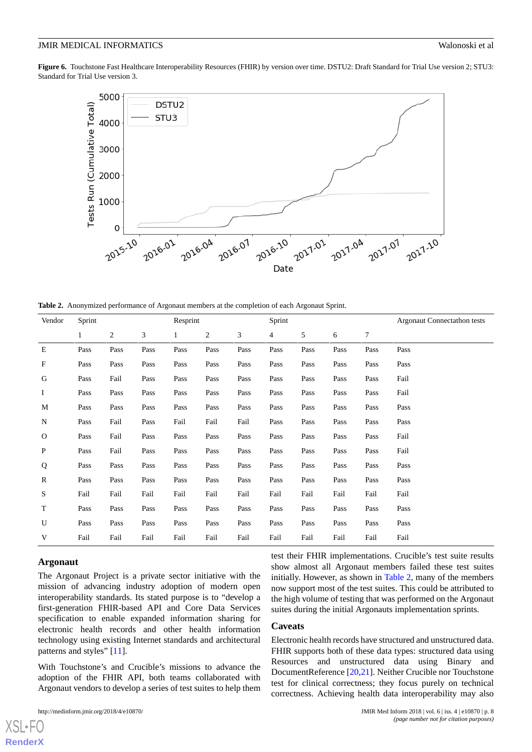**Figure 6.** Touchstone Fast Healthcare Interoperability Resources (FHIR) by version over time. DSTU2: Draft Standard for Trial Use version 2; STU3: Standard for Trial Use version 3.

**Table 2.** Anonymized performance of Argonaut members at the completion of each Argonaut Sprint.

| Vendor | Sprint | | | Resprint | | | Sprint | | | | Argonaut Connectathon tests |
|---|---|---|---|---|---|---|---|---|---|---|---|
| | 1 | 2 | 3 | 1 | 2 | 3 | 4 | 5 | 6 | 7 | |
| E | Pass | Pass | Pass | Pass | Pass | Pass | Pass | Pass | Pass | Pass | Pass |
| F | Pass | Pass | Pass | Pass | Pass | Pass | Pass | Pass | Pass | Pass | Pass |
| G | Pass | Fail | Pass | Pass | Pass | Pass | Pass | Pass | Pass | Pass | Fail |
| I | Pass | Pass | Pass | Pass | Pass | Pass | Pass | Pass | Pass | Pass | Fail |
| M | Pass | Pass | Pass | Pass | Pass | Pass | Pass | Pass | Pass | Pass | Pass |
| N | Pass | Fail | Pass | Fail | Fail | Fail | Pass | Pass | Pass | Pass | Pass |
| O | Pass | Fail | Pass | Pass | Pass | Pass | Pass | Pass | Pass | Pass | Fail |
| P | Pass | Fail | Pass | Pass | Pass | Pass | Pass | Pass | Pass | Pass | Fail |
| Q | Pass | Pass | Pass | Pass | Pass | Pass | Pass | Pass | Pass | Pass | Pass |
| R | Pass | Pass | Pass | Pass | Pass | Pass | Pass | Pass | Pass | Pass | Pass |
| S | Fail | Fail | Fail | Fail | Fail | Fail | Fail | Fail | Fail | Fail | Fail |
| T | Pass | Pass | Pass | Pass | Pass | Pass | Pass | Pass | Pass | Pass | Pass |
| U | Pass | Pass | Pass | Pass | Pass | Pass | Pass | Pass | Pass | Pass | Pass |
| V | Fail | Fail | Fail | Fail | Fail | Fail | Fail | Fail | Fail | Fail | Fail |

### Argonaut

The Argonaut Project is a private sector initiative with the mission of advancing industry adoption of modern open interoperability standards. Its stated purpose is to "develop a first-generation FHIR-based API and Core Data Services specification to enable expanded information sharing for electronic health records and other health information technology using existing Internet standards and architectural patterns and styles" [11].

With Touchstone's and Crucible's missions to advance the adoption of the FHIR API, both teams collaborated with Argonaut vendors to develop a series of test suites to help them test their FHIR implementations. Crucible's test suite results show almost all Argonaut members failed these test suites initially. However, as shown in Table 2, many of the members now support most of the test suites. This could be attributed to the high volume of testing that was performed on the Argonaut suites during the initial Argonauts implementation sprints.

### Caveats

Electronic health records have structured and unstructured data. FHIR supports both of these data types: structured data using Resources and unstructured data using Binary and DocumentReference [20,21]. Neither Crucible nor Touchstone test for clinical correctness; they focus purely on technical correctness. Achieving health data interoperability may also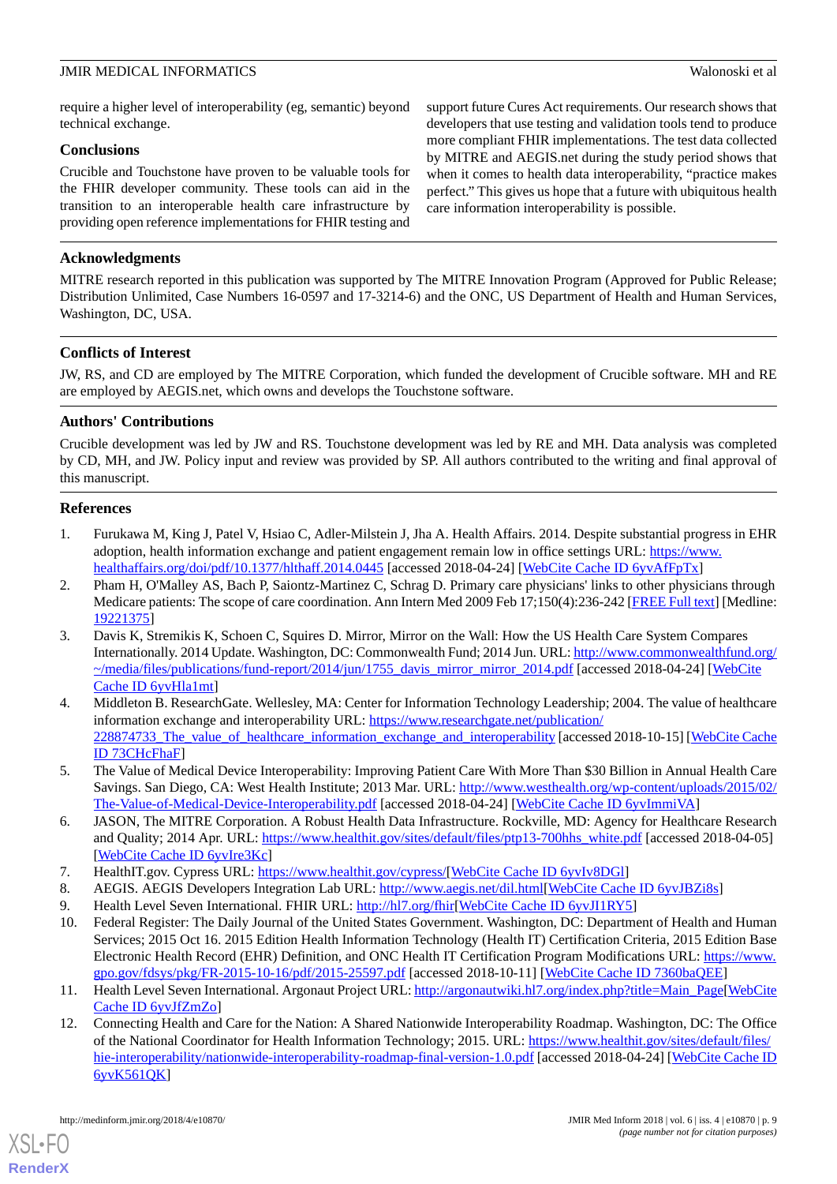require a higher level of interoperability (eg, semantic) beyond technical exchange.

## Conclusions

Crucible and Touchstone have proven to be valuable tools for the FHIR developer community. These tools can aid in the transition to an interoperable health care infrastructure by providing open reference implementations for FHIR testing and support future Cures Act requirements. Our research shows that developers that use testing and validation tools tend to produce more compliant FHIR implementations. The test data collected by MITRE and AEGIS.net during the study period shows that when it comes to health data interoperability, "practice makes perfect." This gives us hope that a future with ubiquitous health care information interoperability is possible.

## Acknowledgments

MITRE research reported in this publication was supported by The MITRE Innovation Program (Approved for Public Release; Distribution Unlimited, Case Numbers 16-0597 and 17-3214-6) and the ONC, US Department of Health and Human Services, Washington, DC, USA.

## Conflicts of Interest

JW, RS, and CD are employed by The MITRE Corporation, which funded the development of Crucible software. MH and RE are employed by AEGIS.net, which owns and develops the Touchstone software.

## Authors' Contributions

Crucible development was led by JW and RS. Touchstone development was led by RE and MH. Data analysis was completed by CD, MH, and JW. Policy input and review was provided by SP. All authors contributed to the writing and final approval of this manuscript.

## References

1. Furukawa M, King J, Patel V, Hsiao C, Adler-Milstein J, Jha A. Health Affairs. 2014. Despite substantial progress in EHR adoption, health information exchange and patient engagement remain low in office settings URL: https://www.healthaffairs.org/doi/pdf/10.1377/hlthaff.2014.0445 [accessed 2018-04-24] [WebCite Cache ID 6yvAfFpTx]
2. Pham H, O'Malley AS, Bach P, Saiontz-Martinez C, Schrag D. Primary care physicians' links to other physicians through Medicare patients: The scope of care coordination. Ann Intern Med 2009 Feb 17;150(4):236-242 [FREE Full text] [Medline: 19221375]
3. Davis K, Stremikis K, Schoen C, Squires D. Mirror, Mirror on the Wall: How the US Health Care System Compares Internationally. 2014 Update. Washington, DC: Commonwealth Fund; 2014 Jun. URL: http://www.commonwealthfund.org/~/media/files/publications/fund-report/2014/jun/1755_davis_mirror_mirror_2014.pdf [accessed 2018-04-24] [WebCite Cache ID 6yvHla1mt]
4. Middleton B. ResearchGate. Wellesley, MA: Center for Information Technology Leadership; 2004. The value of healthcare information exchange and interoperability URL: https://www.researchgate.net/publication/228874733_The_value_of_healthcare_information_exchange_and_interoperability [accessed 2018-10-15] [WebCite Cache ID 73CHcFhaF]
5. The Value of Medical Device Interoperability: Improving Patient Care With More Than $30 Billion in Annual Health Care Savings. San Diego, CA: West Health Institute; 2013 Mar. URL: http://www.westhealth.org/wp-content/uploads/2015/02/The-Value-of-Medical-Device-Interoperability.pdf [accessed 2018-04-24] [WebCite Cache ID 6yvImmiVA]
6. JASON, The MITRE Corporation. A Robust Health Data Infrastructure. Rockville, MD: Agency for Healthcare Research and Quality; 2014 Apr. URL: https://www.healthit.gov/sites/default/files/ptp13-700hhs_white.pdf [accessed 2018-04-05] [WebCite Cache ID 6yvIre3Kc]
7. HealthIT.gov. Cypress URL: https://www.healthit.gov/cypress/[WebCite Cache ID 6yvIv8DGl]
8. AEGIS. AEGIS Developers Integration Lab URL: http://www.aegis.net/dil.html[WebCite Cache ID 6yvJBZi8s]
9. Health Level Seven International. FHIR URL: http://hl7.org/fhir[WebCite Cache ID 6yvJI1RY5]
10. Federal Register: The Daily Journal of the United States Government. Washington, DC: Department of Health and Human Services; 2015 Oct 16. 2015 Edition Health Information Technology (Health IT) Certification Criteria, 2015 Edition Base Electronic Health Record (EHR) Definition, and ONC Health IT Certification Program Modifications URL: https://www.gpo.gov/fdsys/pkg/FR-2015-10-16/pdf/2015-25597.pdf [accessed 2018-10-11] [WebCite Cache ID 7360baQEE]
11. Health Level Seven International. Argonaut Project URL: http://argonautwiki.hl7.org/index.php?title=Main_Page[WebCite Cache ID 6yvJfZmZo]
12. Connecting Health and Care for the Nation: A Shared Nationwide Interoperability Roadmap. Washington, DC: The Office of the National Coordinator for Health Information Technology; 2015. URL: https://www.healthit.gov/sites/default/files/hie-interoperability/nationwide-interoperability-roadmap-final-version-1.0.pdf [accessed 2018-04-24] [WebCite Cache ID 6yvK561QK]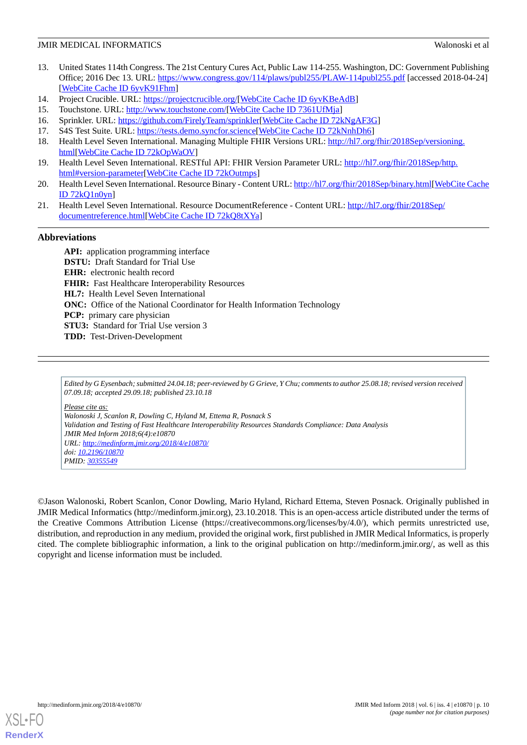13. United States 114th Congress. The 21st Century Cures Act, Public Law 114-255. Washington, DC: Government Publishing Office; 2016 Dec 13. URL: https://www.congress.gov/114/plaws/publ255/PLAW-114publ255.pdf [accessed 2018-04-24] [WebCite Cache ID 6yvK91Fhm]
14. Project Crucible. URL: https://projectcrucible.org/[WebCite Cache ID 6yvKBeAdB]
15. Touchstone. URL: http://www.touchstone.com/[WebCite Cache ID 7361UfMja]
16. Sprinkler. URL: https://github.com/FirelyTeam/sprinkler[WebCite Cache ID 72kNgAF3G]
17. S4S Test Suite. URL: https://tests.demo.syncfor.science[WebCite Cache ID 72kNnhDh6]
18. Health Level Seven International. Managing Multiple FHIR Versions URL: http://hl7.org/fhir/2018Sep/versioning.html[WebCite Cache ID 72kOpWaOV]
19. Health Level Seven International. RESTful API: FHIR Version Parameter URL: http://hl7.org/fhir/2018Sep/http.html#version-parameter[WebCite Cache ID 72kOutmps]
20. Health Level Seven International. Resource Binary - Content URL: http://hl7.org/fhir/2018Sep/binary.html[WebCite Cache ID 72kQ1n0yn]
21. Health Level Seven International. Resource DocumentReference - Content URL: http://hl7.org/fhir/2018Sep/documentreference.html[WebCite Cache ID 72kQ8tXYa]

## Abbreviations

**API:** application programming interface
**DSTU:** Draft Standard for Trial Use
**EHR:** electronic health record
**FHIR:** Fast Healthcare Interoperability Resources
**HL7:** Health Level Seven International
**ONC:** Office of the National Coordinator for Health Information Technology
**PCP:** primary care physician
**STU3:** Standard for Trial Use version 3
**TDD:** Test-Driven-Development

*Edited by G Eysenbach; submitted 24.04.18; peer-reviewed by G Grieve, Y Chu; comments to author 25.08.18; revised version received 07.09.18; accepted 29.09.18; published 23.10.18*

*Please cite as:*
*Walonoski J, Scanlon R, Dowling C, Hyland M, Ettema R, Posnack S*
*Validation and Testing of Fast Healthcare Interoperability Resources Standards Compliance: Data Analysis*
*JMIR Med Inform 2018;6(4):e10870*
*URL: http://medinform.jmir.org/2018/4/e10870/*
*doi: 10.2196/10870*
*PMID: 30355549*

©Jason Walonoski, Robert Scanlon, Conor Dowling, Mario Hyland, Richard Ettema, Steven Posnack. Originally published in JMIR Medical Informatics (http://medinform.jmir.org), 23.10.2018. This is an open-access article distributed under the terms of the Creative Commons Attribution License (https://creativecommons.org/licenses/by/4.0/), which permits unrestricted use, distribution, and reproduction in any medium, provided the original work, first published in JMIR Medical Informatics, is properly cited. The complete bibliographic information, a link to the original publication on http://medinform.jmir.org/, as well as this copyright and license information must be included.